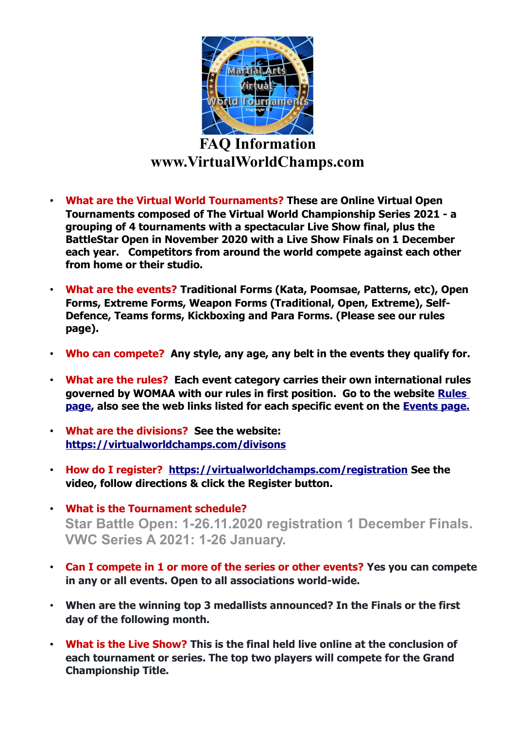# FAQ Information
# www.VirtualWorldChamps.com

- **What are the Virtual World Tournaments? These are Online Virtual Open Tournaments composed of The Virtual World Championship Series 2021 - a grouping of 4 tournaments with a spectacular Live Show final, plus the BattleStar Open in November 2020 with a Live Show Finals on 1 December each year. Competitors from around the world compete against each other from home or their studio.**

- **What are the events? Traditional Forms (Kata, Poomsae, Patterns, etc), Open Forms, Extreme Forms, Weapon Forms (Traditional, Open, Extreme), Self-Defence, Teams forms, Kickboxing and Para Forms. (Please see our rules page).**

- **Who can compete? Any style, any age, any belt in the events they qualify for.**

- **What are the rules? Each event category carries their own international rules governed by WOMAA with our rules in first position. Go to the website [Rules page](), also see the web links listed for each specific event on the [Events page.]()**

- **What are the divisions? See the website: [https://virtualworldchamps.com/divisons](https://virtualworldchamps.com/divisons)**

- **How do I register? [https://virtualworldchamps.com/registration](https://virtualworldchamps.com/registration) See the video, follow directions & click the Register button.**

- **What is the Tournament schedule?**
  **Star Battle Open: 1-26.11.2020 registration 1 December Finals.**
  **VWC Series A 2021: 1-26 January.**

- **Can I compete in 1 or more of the series or other events? Yes you can compete in any or all events. Open to all associations world-wide.**

- **When are the winning top 3 medallists announced? In the Finals or the first day of the following month.**

- **What is the Live Show? This is the final held live online at the conclusion of each tournament or series. The top two players will compete for the Grand Championship Title.**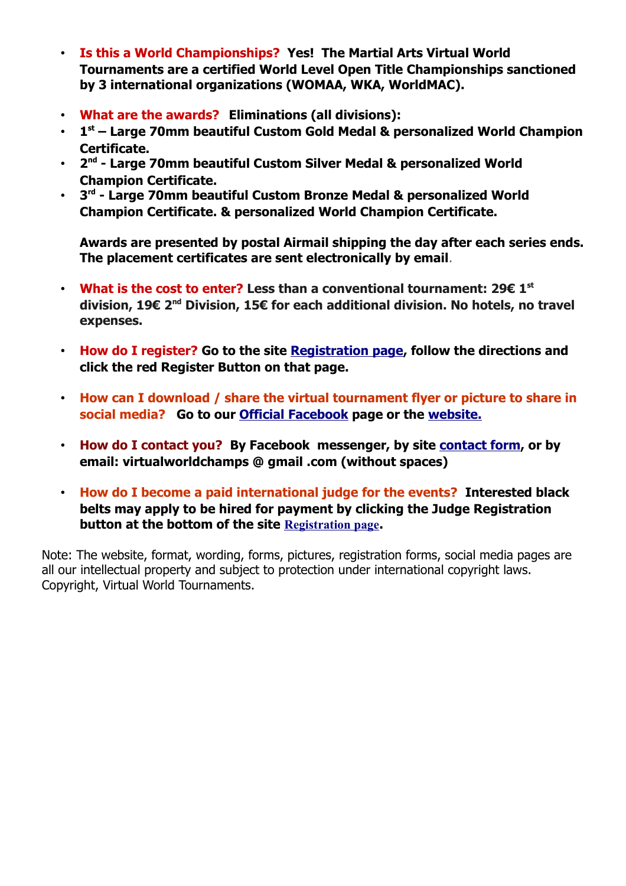- **Is this a World Championships? Yes! The Martial Arts Virtual World Tournaments are a certified World Level Open Title Championships sanctioned by 3 international organizations (WOMAA, WKA, WorldMAC).**

- **What are the awards? Eliminations (all divisions):**
- **1st – Large 70mm beautiful Custom Gold Medal & personalized World Champion Certificate.**
- **2nd - Large 70mm beautiful Custom Silver Medal & personalized World Champion Certificate.**
- **3rd - Large 70mm beautiful Custom Bronze Medal & personalized World Champion Certificate. & personalized World Champion Certificate.**

  **Awards are presented by postal Airmail shipping the day after each series ends. The placement certificates are sent electronically by email.**

- **What is the cost to enter? Less than a conventional tournament: 29€ 1st division, 19€ 2nd Division, 15€ for each additional division. No hotels, no travel expenses.**

- **How do I register? Go to the site Registration page, follow the directions and click the red Register Button on that page.**

- **How can I download / share the virtual tournament flyer or picture to share in social media? Go to our Official Facebook page or the website.**

- **How do I contact you? By Facebook messenger, by site contact form, or by email: virtualworldchamps @ gmail .com (without spaces)**

- **How do I become a paid international judge for the events? Interested black belts may apply to be hired for payment by clicking the Judge Registration button at the bottom of the site Registration page.**

Note: The website, format, wording, forms, pictures, registration forms, social media pages are all our intellectual property and subject to protection under international copyright laws. Copyright, Virtual World Tournaments.